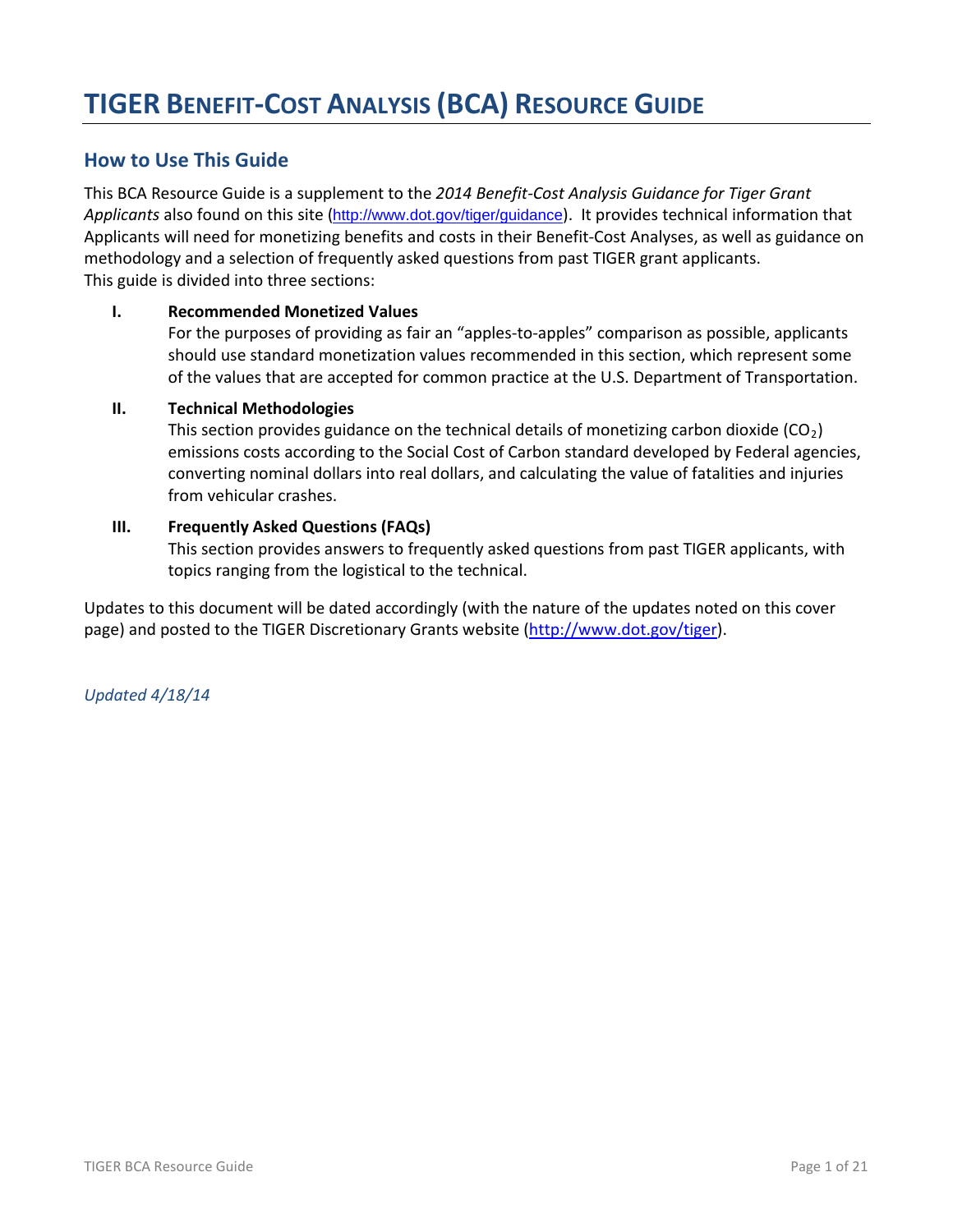# TIGER BENEFIT-COST ANALYSIS (BCA) RESOURCE GUIDE

## How to Use This Guide

This BCA Resource Guide is a supplement to the *2014 Benefit-Cost Analysis Guidance for Tiger Grant Applicants* also found on this site (http://www.dot.gov/tiger/guidance). It provides technical information that Applicants will need for monetizing benefits and costs in their Benefit-Cost Analyses, as well as guidance on methodology and a selection of frequently asked questions from past TIGER grant applicants. This guide is divided into three sections:

**I. Recommended Monetized Values**

For the purposes of providing as fair an "apples-to-apples" comparison as possible, applicants should use standard monetization values recommended in this section, which represent some of the values that are accepted for common practice at the U.S. Department of Transportation.

**II. Technical Methodologies**

This section provides guidance on the technical details of monetizing carbon dioxide ($CO_2$) emissions costs according to the Social Cost of Carbon standard developed by Federal agencies, converting nominal dollars into real dollars, and calculating the value of fatalities and injuries from vehicular crashes.

**III. Frequently Asked Questions (FAQs)**

This section provides answers to frequently asked questions from past TIGER applicants, with topics ranging from the logistical to the technical.

Updates to this document will be dated accordingly (with the nature of the updates noted on this cover page) and posted to the TIGER Discretionary Grants website (http://www.dot.gov/tiger).

*Updated 4/18/14*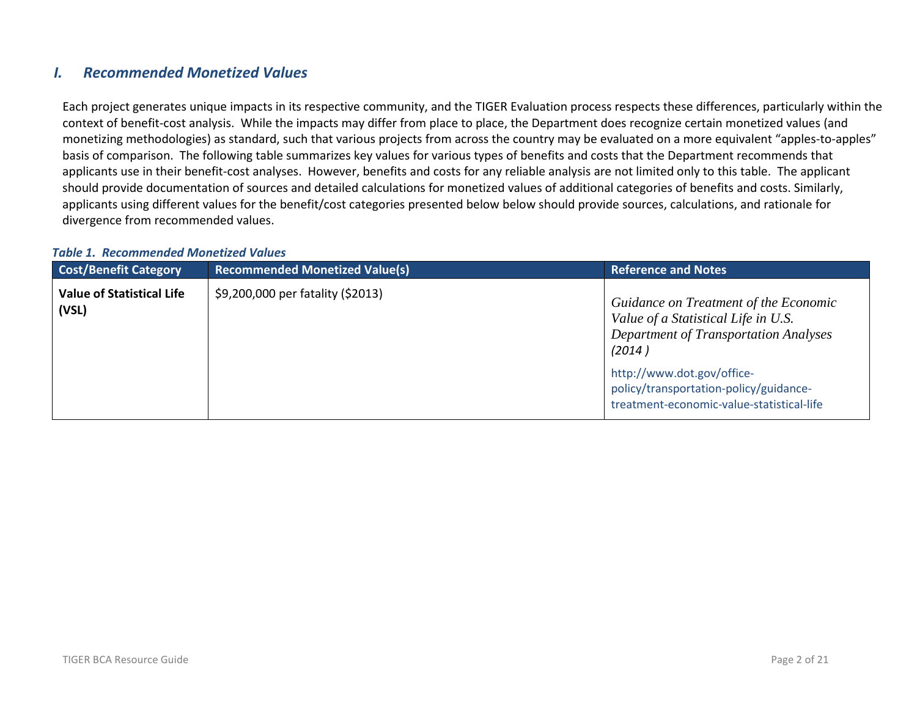## *I. Recommended Monetized Values*

Each project generates unique impacts in its respective community, and the TIGER Evaluation process respects these differences, particularly within the context of benefit-cost analysis. While the impacts may differ from place to place, the Department does recognize certain monetized values (and monetizing methodologies) as standard, such that various projects from across the country may be evaluated on a more equivalent "apples-to-apples" basis of comparison. The following table summarizes key values for various types of benefits and costs that the Department recommends that applicants use in their benefit-cost analyses. However, benefits and costs for any reliable analysis are not limited only to this table. The applicant should provide documentation of sources and detailed calculations for monetized values of additional categories of benefits and costs. Similarly, applicants using different values for the benefit/cost categories presented below below should provide sources, calculations, and rationale for divergence from recommended values.

***Table 1. Recommended Monetized Values***

| Cost/Benefit Category | Recommended Monetized Value(s) | Reference and Notes |
|---|---|---|
| **Value of Statistical Life (VSL)** | $9,200,000 per fatality ($2013) | *Guidance on Treatment of the Economic Value of a Statistical Life in U.S. Department of Transportation Analyses (2014 )* http://www.dot.gov/office-policy/transportation-policy/guidance-treatment-economic-value-statistical-life |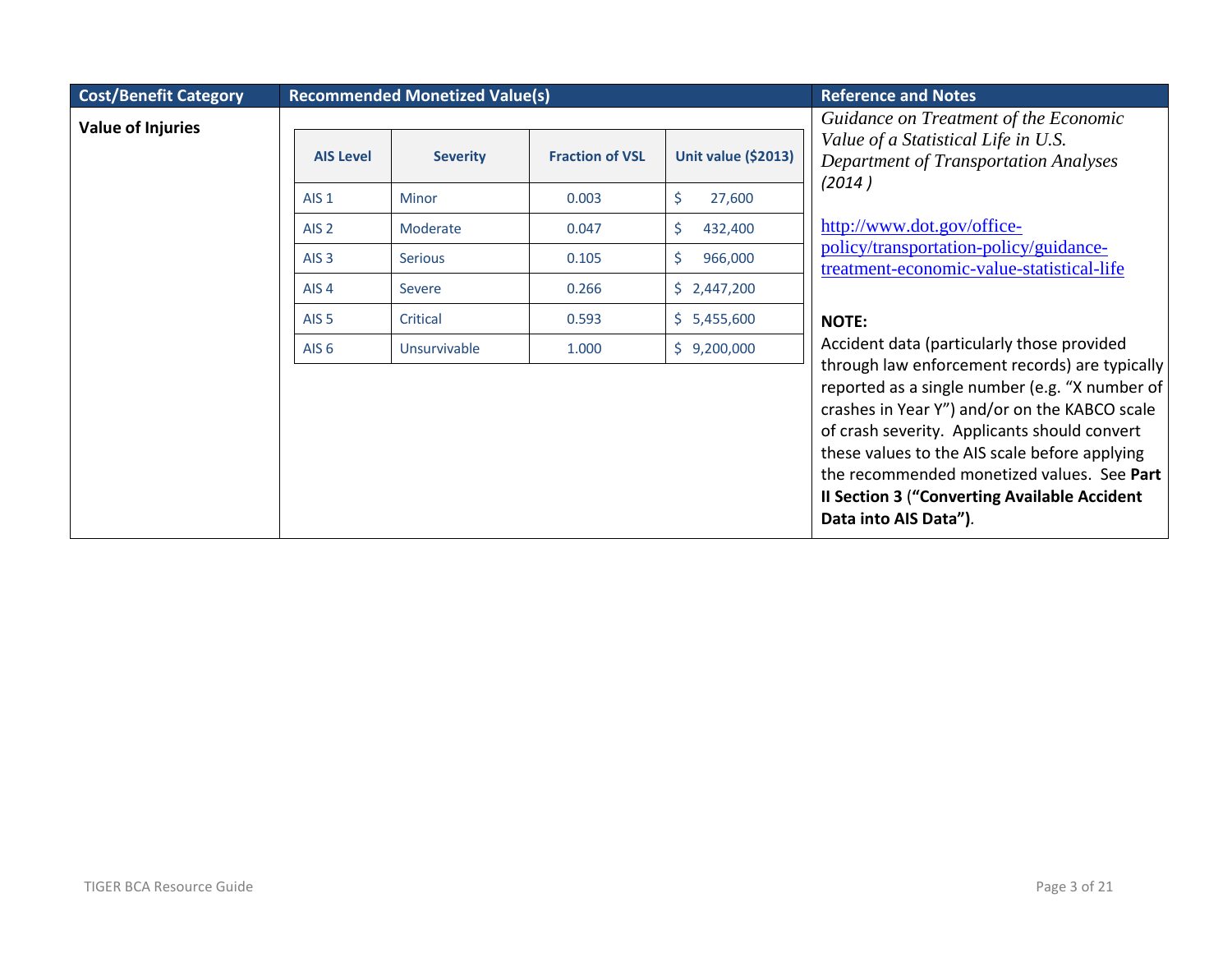| Cost/Benefit Category | Recommended Monetized Value(s) | Reference and Notes |
|---|---|---|
| **Value of Injuries** | see table below | *Guidance on Treatment of the Economic Value of a Statistical Life in U.S. Department of Transportation Analyses (2014 )*<br><br>http://www.dot.gov/office-policy/transportation-policy/guidance-treatment-economic-value-statistical-life<br><br>**NOTE:**<br>Accident data (particularly those provided through law enforcement records) are typically reported as a single number (e.g. "X number of crashes in Year Y") and/or on the KABCO scale of crash severity. Applicants should convert these values to the AIS scale before applying the recommended monetized values. See **Part II Section 3** (**"Converting Available Accident Data into AIS Data")**. |

| AIS Level | Severity | Fraction of VSL | Unit value ($2013) |
|---|---|---|---|
| AIS 1 | Minor | 0.003 | $ 27,600 |
| AIS 2 | Moderate | 0.047 | $ 432,400 |
| AIS 3 | Serious | 0.105 | $ 966,000 |
| AIS 4 | Severe | 0.266 | $ 2,447,200 |
| AIS 5 | Critical | 0.593 | $ 5,455,600 |
| AIS 6 | Unsurvivable | 1.000 | $ 9,200,000 |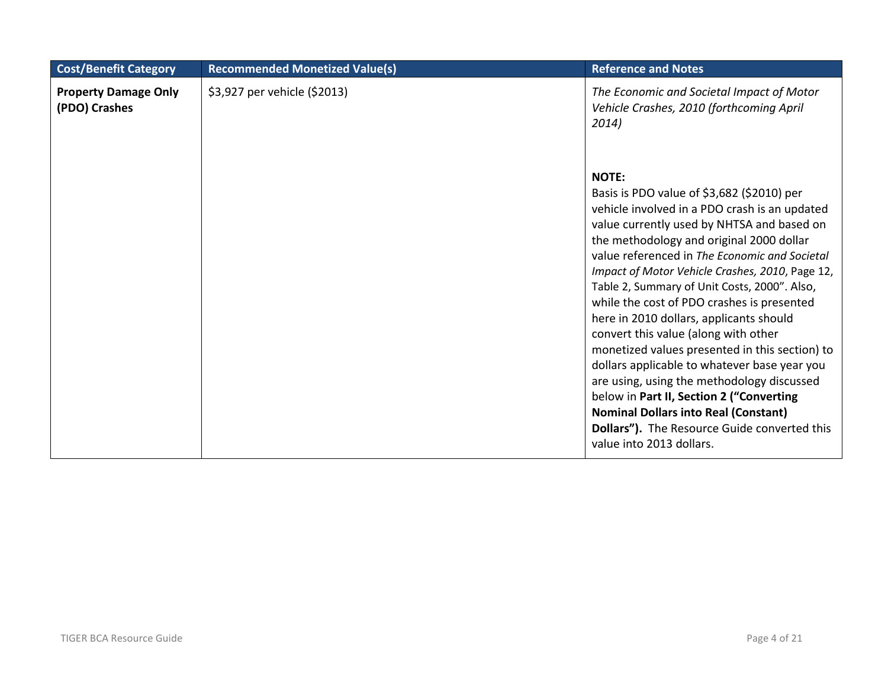| Cost/Benefit Category | Recommended Monetized Value(s) | Reference and Notes |
|---|---|---|
| **Property Damage Only (PDO) Crashes** | $3,927 per vehicle ($2013) | *The Economic and Societal Impact of Motor Vehicle Crashes, 2010 (forthcoming April 2014)*<br><br>**NOTE:**<br>Basis is PDO value of $3,682 ($2010) per vehicle involved in a PDO crash is an updated value currently used by NHTSA and based on the methodology and original 2000 dollar value referenced in *The Economic and Societal Impact of Motor Vehicle Crashes, 2010*, Page 12, Table 2, Summary of Unit Costs, 2000". Also, while the cost of PDO crashes is presented here in 2010 dollars, applicants should convert this value (along with other monetized values presented in this section) to dollars applicable to whatever base year you are using, using the methodology discussed below in **Part II, Section 2 ("Converting Nominal Dollars into Real (Constant) Dollars").** The Resource Guide converted this value into 2013 dollars. |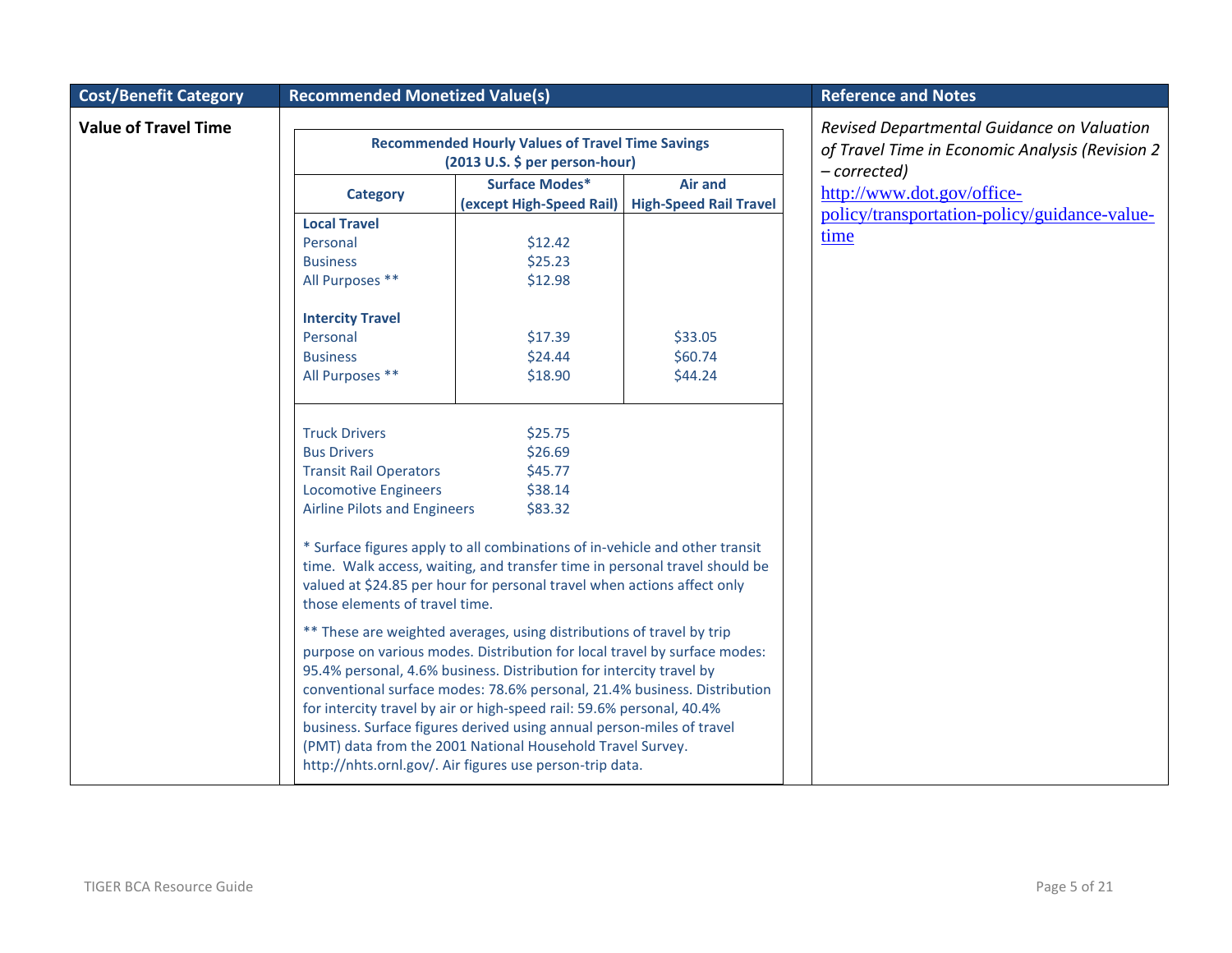| Cost/Benefit Category | Recommended Monetized Value(s) | Reference and Notes |
|---|---|---|
| **Value of Travel Time** | See table below | *Revised Departmental Guidance on Valuation of Travel Time in Economic Analysis (Revision 2 – corrected)* http://www.dot.gov/office-policy/transportation-policy/guidance-value-time |

**Recommended Hourly Values of Travel Time Savings (2013 U.S. $ per person-hour)**

| Category | Surface Modes* (except High-Speed Rail) | Air and High-Speed Rail Travel |
|---|---|---|
| **Local Travel** | | |
| Personal | $12.42 | |
| Business | $25.23 | |
| All Purposes ** | $12.98 | |
| **Intercity Travel** | | |
| Personal | $17.39 | $33.05 |
| Business | $24.44 | $60.74 |
| All Purposes ** | $18.90 | $44.24 |

| Category | Value |
|---|---|
| Truck Drivers | $25.75 |
| Bus Drivers | $26.69 |
| Transit Rail Operators | $45.77 |
| Locomotive Engineers | $38.14 |
| Airline Pilots and Engineers | $83.32 |

* Surface figures apply to all combinations of in-vehicle and other transit time. Walk access, waiting, and transfer time in personal travel should be valued at $24.85 per hour for personal travel when actions affect only those elements of travel time.

** These are weighted averages, using distributions of travel by trip purpose on various modes. Distribution for local travel by surface modes: 95.4% personal, 4.6% business. Distribution for intercity travel by conventional surface modes: 78.6% personal, 21.4% business. Distribution for intercity travel by air or high-speed rail: 59.6% personal, 40.4% business. Surface figures derived using annual person-miles of travel (PMT) data from the 2001 National Household Travel Survey. http://nhts.ornl.gov/. Air figures use person-trip data.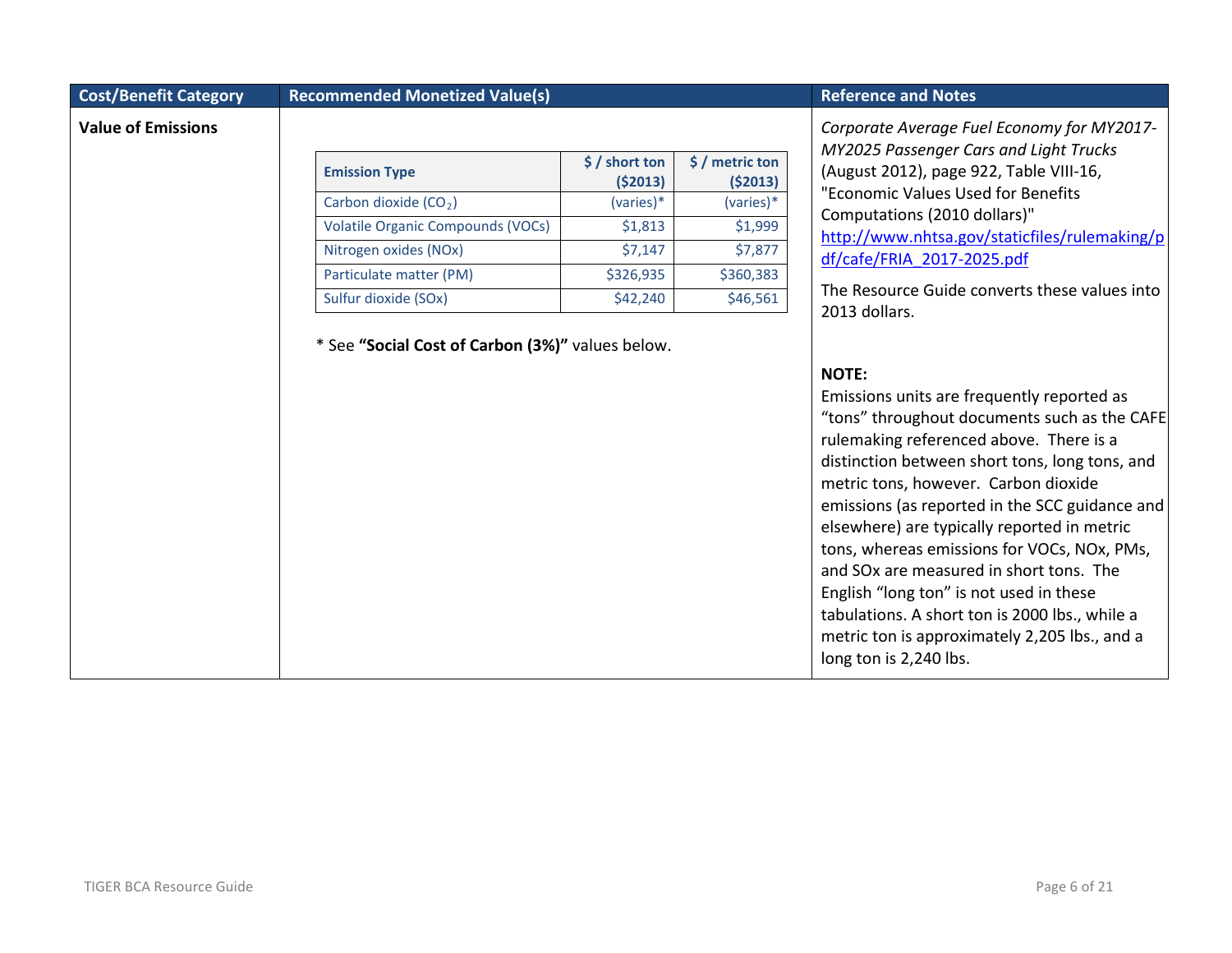| Cost/Benefit Category | Recommended Monetized Value(s) | Reference and Notes |
|---|---|---|
| **Value of Emissions** | (see table below) | *Corporate Average Fuel Economy for MY2017-MY2025 Passenger Cars and Light Trucks* (August 2012), page 922, Table VIII-16, "Economic Values Used for Benefits Computations (2010 dollars)" http://www.nhtsa.gov/staticfiles/rulemaking/pdf/cafe/FRIA_2017-2025.pdf<br><br>The Resource Guide converts these values into 2013 dollars.<br><br>**NOTE:**<br>Emissions units are frequently reported as "tons" throughout documents such as the CAFE rulemaking referenced above. There is a distinction between short tons, long tons, and metric tons, however. Carbon dioxide emissions (as reported in the SCC guidance and elsewhere) are typically reported in metric tons, whereas emissions for VOCs, NOx, PMs, and SOx are measured in short tons. The English "long ton" is not used in these tabulations. A short ton is 2000 lbs., while a metric ton is approximately 2,205 lbs., and a long ton is 2,240 lbs. |

| Emission Type | $ / short ton ($2013) | $ / metric ton ($2013) |
|---|---|---|
| Carbon dioxide ($CO_2$) | (varies)* | (varies)* |
| Volatile Organic Compounds (VOCs) | $1,813 | $1,999 |
| Nitrogen oxides (NOx) | $7,147 | $7,877 |
| Particulate matter (PM) | $326,935 | $360,383 |
| Sulfur dioxide (SOx) | $42,240 | $46,561 |

* See **"Social Cost of Carbon (3%)"** values below.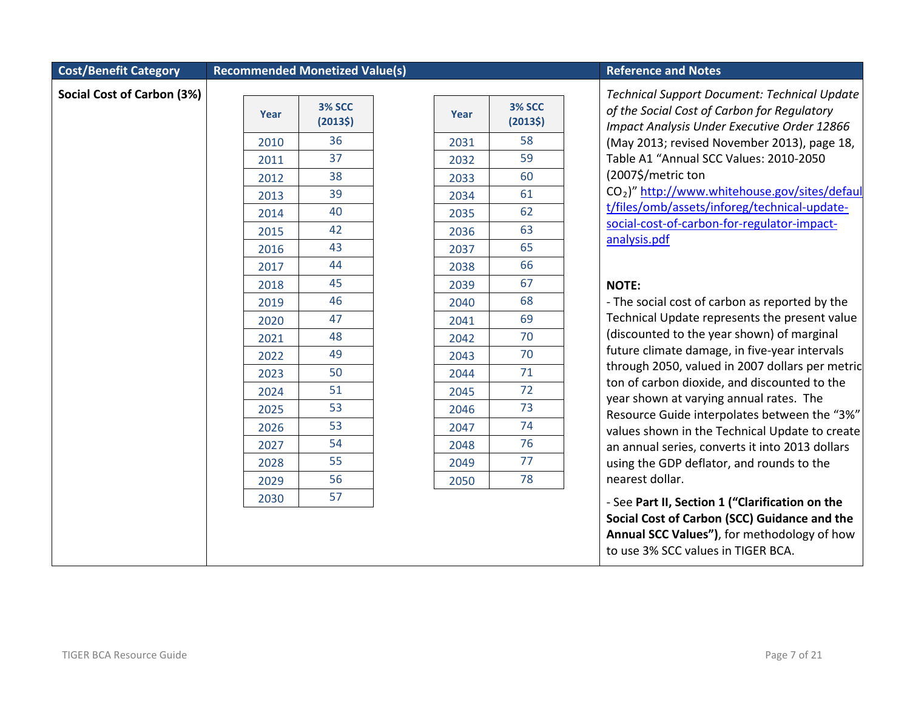| Cost/Benefit Category | Recommended Monetized Value(s) | Reference and Notes |
|---|---|---|
| **Social Cost of Carbon (3%)** | See tables below | *Technical Support Document: Technical Update of the Social Cost of Carbon for Regulatory Impact Analysis Under Executive Order 12866* (May 2013; revised November 2013), page 18, Table A1 "Annual SCC Values: 2010-2050 (2007$/metric ton $CO_2$)" http://www.whitehouse.gov/sites/default/files/omb/assets/inforeg/technical-update-social-cost-of-carbon-for-regulator-impact-analysis.pdf<br><br>**NOTE:**<br>- The social cost of carbon as reported by the Technical Update represents the present value (discounted to the year shown) of marginal future climate damage, in five-year intervals through 2050, valued in 2007 dollars per metric ton of carbon dioxide, and discounted to the year shown at varying annual rates. The Resource Guide interpolates between the "3%" values shown in the Technical Update to create an annual series, converts it into 2013 dollars using the GDP deflator, and rounds to the nearest dollar.<br>- See **Part II, Section 1 ("Clarification on the Social Cost of Carbon (SCC) Guidance and the Annual SCC Values")**, for methodology of how to use 3% SCC values in TIGER BCA. |

| Year | 3% SCC (2013$) |
|---|---|
| 2010 | 36 |
| 2011 | 37 |
| 2012 | 38 |
| 2013 | 39 |
| 2014 | 40 |
| 2015 | 42 |
| 2016 | 43 |
| 2017 | 44 |
| 2018 | 45 |
| 2019 | 46 |
| 2020 | 47 |
| 2021 | 48 |
| 2022 | 49 |
| 2023 | 50 |
| 2024 | 51 |
| 2025 | 53 |
| 2026 | 53 |
| 2027 | 54 |
| 2028 | 55 |
| 2029 | 56 |
| 2030 | 57 |

| Year | 3% SCC (2013$) |
|---|---|
| 2031 | 58 |
| 2032 | 59 |
| 2033 | 60 |
| 2034 | 61 |
| 2035 | 62 |
| 2036 | 63 |
| 2037 | 65 |
| 2038 | 66 |
| 2039 | 67 |
| 2040 | 68 |
| 2041 | 69 |
| 2042 | 70 |
| 2043 | 70 |
| 2044 | 71 |
| 2045 | 72 |
| 2046 | 73 |
| 2047 | 74 |
| 2048 | 76 |
| 2049 | 77 |
| 2050 | 78 |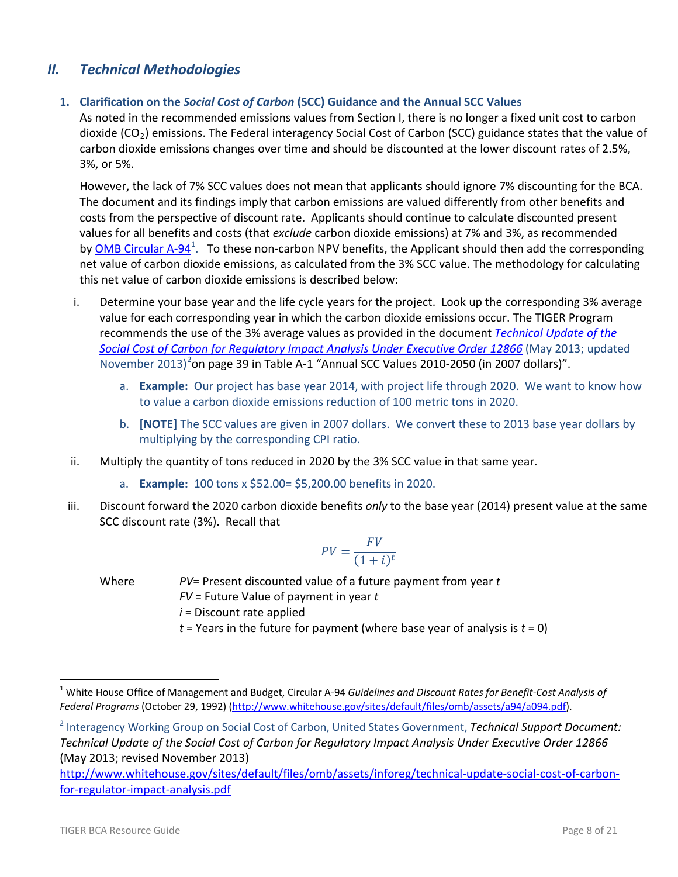## II. *Technical Methodologies*

### 1. Clarification on the *Social Cost of Carbon* (SCC) Guidance and the Annual SCC Values

As noted in the recommended emissions values from Section I, there is no longer a fixed unit cost to carbon dioxide ($CO_2$) emissions. The Federal interagency Social Cost of Carbon (SCC) guidance states that the value of carbon dioxide emissions changes over time and should be discounted at the lower discount rates of 2.5%, 3%, or 5%.

However, the lack of 7% SCC values does not mean that applicants should ignore 7% discounting for the BCA. The document and its findings imply that carbon emissions are valued differently from other benefits and costs from the perspective of discount rate. Applicants should continue to calculate discounted present values for all benefits and costs (that *exclude* carbon dioxide emissions) at 7% and 3%, as recommended by OMB Circular A-94[1]. To these non-carbon NPV benefits, the Applicant should then add the corresponding net value of carbon dioxide emissions, as calculated from the 3% SCC value. The methodology for calculating this net value of carbon dioxide emissions is described below:

i. Determine your base year and the life cycle years for the project. Look up the corresponding 3% average value for each corresponding year in which the carbon dioxide emissions occur. The TIGER Program recommends the use of the 3% average values as provided in the document *Technical Update of the Social Cost of Carbon for Regulatory Impact Analysis Under Executive Order 12866* (May 2013; updated November 2013)[2] on page 39 in Table A-1 "Annual SCC Values 2010-2050 (in 2007 dollars)".

   a. **Example:** Our project has base year 2014, with project life through 2020. We want to know how to value a carbon dioxide emissions reduction of 100 metric tons in 2020.

   b. **[NOTE]** The SCC values are given in 2007 dollars. We convert these to 2013 base year dollars by multiplying by the corresponding CPI ratio.

ii. Multiply the quantity of tons reduced in 2020 by the 3% SCC value in that same year.

   a. **Example:** 100 tons x $52.00= $5,200.00 benefits in 2020.

iii. Discount forward the 2020 carbon dioxide benefits *only* to the base year (2014) present value at the same SCC discount rate (3%). Recall that

$$PV = \frac{FV}{(1+i)^t}$$

Where
$PV$= Present discounted value of a future payment from year $t$
$FV$ = Future Value of payment in year $t$
$i$ = Discount rate applied
$t$ = Years in the future for payment (where base year of analysis is $t$ = 0)

---

[1] White House Office of Management and Budget, Circular A-94 *Guidelines and Discount Rates for Benefit-Cost Analysis of Federal Programs* (October 29, 1992) (http://www.whitehouse.gov/sites/default/files/omb/assets/a94/a094.pdf).

[2] Interagency Working Group on Social Cost of Carbon, United States Government, *Technical Support Document: Technical Update of the Social Cost of Carbon for Regulatory Impact Analysis Under Executive Order 12866* (May 2013; revised November 2013) http://www.whitehouse.gov/sites/default/files/omb/assets/inforeg/technical-update-social-cost-of-carbon-for-regulator-impact-analysis.pdf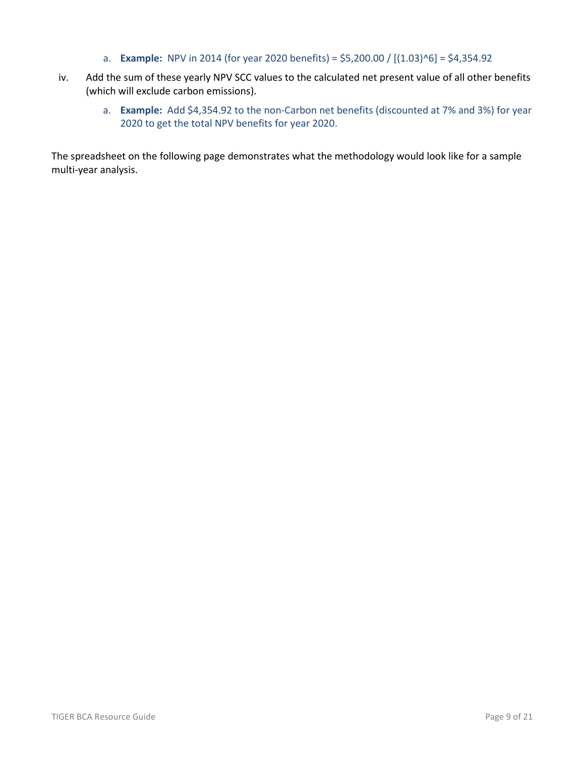a. **Example:** NPV in 2014 (for year 2020 benefits) = $5,200.00 / [(1.03)^6] = $4,354.92

iv. Add the sum of these yearly NPV SCC values to the calculated net present value of all other benefits (which will exclude carbon emissions).

   a. **Example:** Add $4,354.92 to the non-Carbon net benefits (discounted at 7% and 3%) for year 2020 to get the total NPV benefits for year 2020.

The spreadsheet on the following page demonstrates what the methodology would look like for a sample multi-year analysis.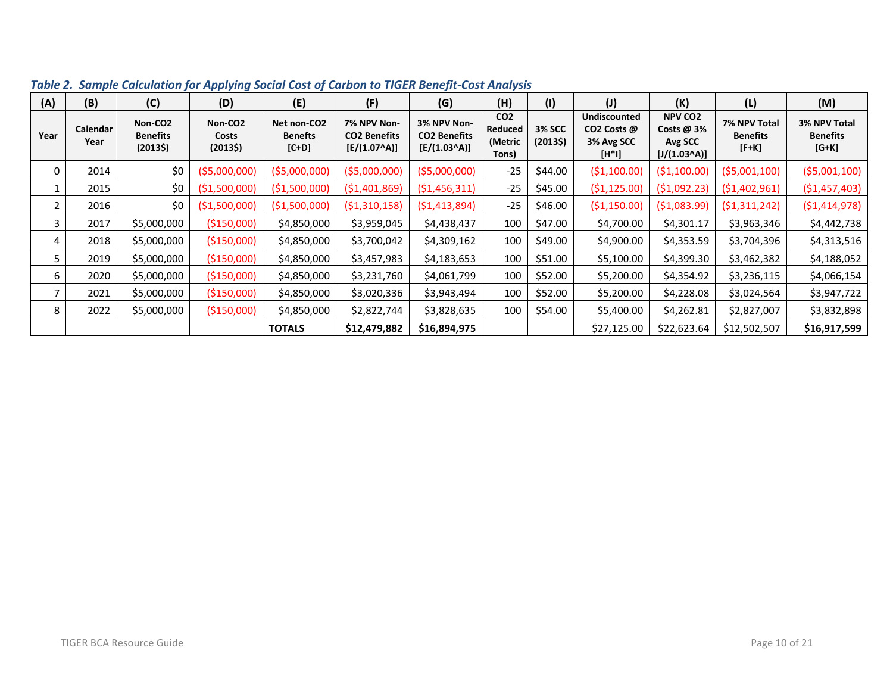***Table 2. Sample Calculation for Applying Social Cost of Carbon to TIGER Benefit-Cost Analysis***

| (A) | (B) | (C) | (D) | (E) | (F) | (G) | (H) | (I) | (J) | (K) | (L) | (M) |
|---|---|---|---|---|---|---|---|---|---|---|---|---|
| **Year** | **Calendar Year** | **Non-CO2 Benefits (2013$)** | **Non-CO2 Costs (2013$)** | **Net non-CO2 Benefits [C+D]** | **7% NPV Non-CO2 Benefits [E/(1.07^A)]** | **3% NPV Non-CO2 Benefits [E/(1.03^A)]** | **CO2 Reduced (Metric Tons)** | **3% SCC (2013$)** | **Undiscounted CO2 Costs @ 3% Avg SCC [H*I]** | **NPV CO2 Costs @ 3% Avg SCC [J/(1.03^A)]** | **7% NPV Total Benefits [F+K]** | **3% NPV Total Benefits [G+K]** |
| 0 | 2014 | $0 | ($5,000,000) | ($5,000,000) | ($5,000,000) | ($5,000,000) | -25 | $44.00 | ($1,100.00) | ($1,100.00) | ($5,001,100) | ($5,001,100) |
| 1 | 2015 | $0 | ($1,500,000) | ($1,500,000) | ($1,401,869) | ($1,456,311) | -25 | $45.00 | ($1,125.00) | ($1,092.23) | ($1,402,961) | ($1,457,403) |
| 2 | 2016 | $0 | ($1,500,000) | ($1,500,000) | ($1,310,158) | ($1,413,894) | -25 | $46.00 | ($1,150.00) | ($1,083.99) | ($1,311,242) | ($1,414,978) |
| 3 | 2017 | $5,000,000 | ($150,000) | $4,850,000 | $3,959,045 | $4,438,437 | 100 | $47.00 | $4,700.00 | $4,301.17 | $3,963,346 | $4,442,738 |
| 4 | 2018 | $5,000,000 | ($150,000) | $4,850,000 | $3,700,042 | $4,309,162 | 100 | $49.00 | $4,900.00 | $4,353.59 | $3,704,396 | $4,313,516 |
| 5 | 2019 | $5,000,000 | ($150,000) | $4,850,000 | $3,457,983 | $4,183,653 | 100 | $51.00 | $5,100.00 | $4,399.30 | $3,462,382 | $4,188,052 |
| 6 | 2020 | $5,000,000 | ($150,000) | $4,850,000 | $3,231,760 | $4,061,799 | 100 | $52.00 | $5,200.00 | $4,354.92 | $3,236,115 | $4,066,154 |
| 7 | 2021 | $5,000,000 | ($150,000) | $4,850,000 | $3,020,336 | $3,943,494 | 100 | $52.00 | $5,200.00 | $4,228.08 | $3,024,564 | $3,947,722 |
| 8 | 2022 | $5,000,000 | ($150,000) | $4,850,000 | $2,822,744 | $3,828,635 | 100 | $54.00 | $5,400.00 | $4,262.81 | $2,827,007 | $3,832,898 |
| | | | | **TOTALS** | **$12,479,882** | **$16,894,975** | | | $27,125.00 | $22,623.64 | $12,502,507 | **$16,917,599** |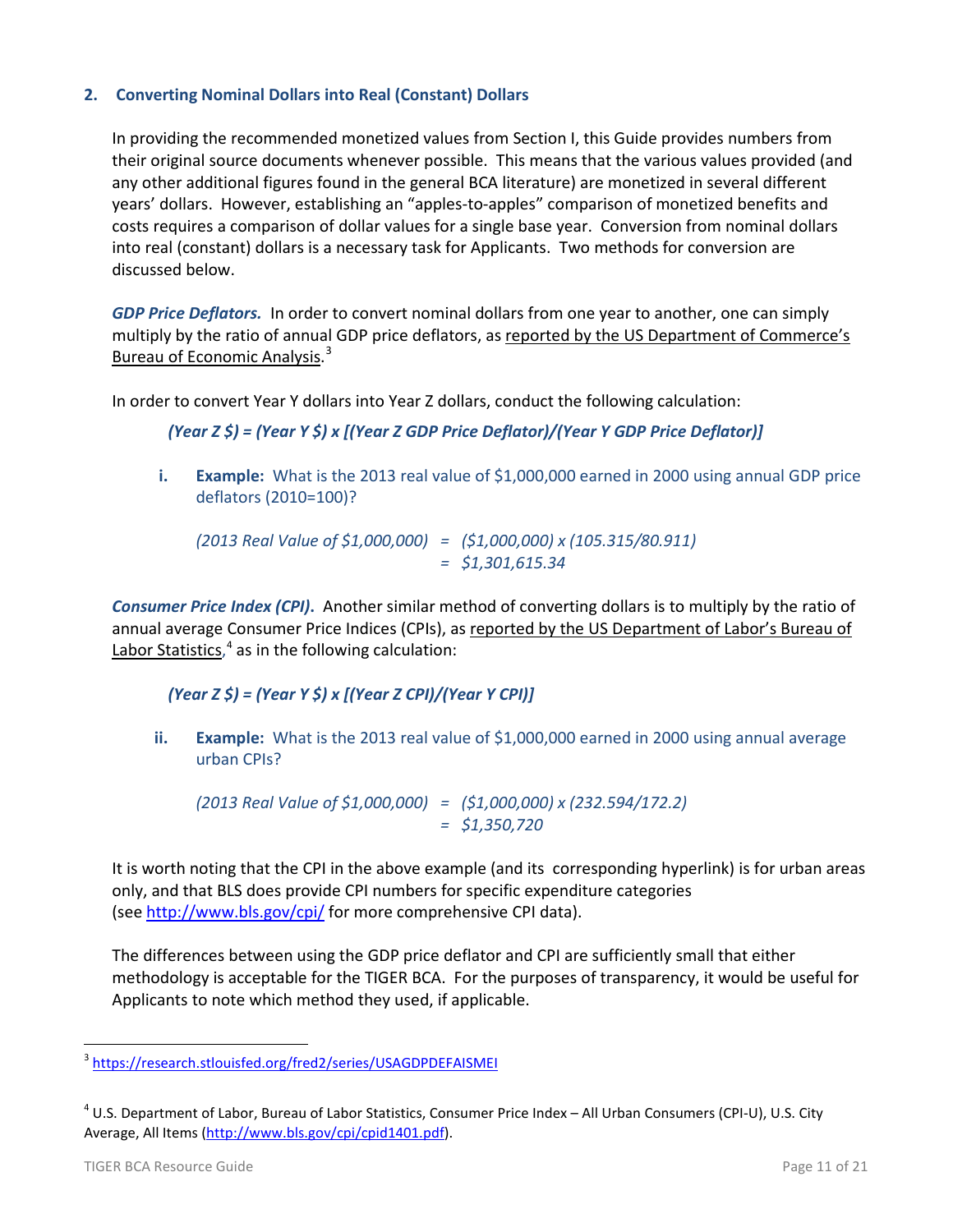## 2. Converting Nominal Dollars into Real (Constant) Dollars

In providing the recommended monetized values from Section I, this Guide provides numbers from their original source documents whenever possible. This means that the various values provided (and any other additional figures found in the general BCA literature) are monetized in several different years' dollars. However, establishing an "apples-to-apples" comparison of monetized benefits and costs requires a comparison of dollar values for a single base year. Conversion from nominal dollars into real (constant) dollars is a necessary task for Applicants. Two methods for conversion are discussed below.

***GDP Price Deflators.*** In order to convert nominal dollars from one year to another, one can simply multiply by the ratio of annual GDP price deflators, as reported by the US Department of Commerce's Bureau of Economic Analysis.[3]

In order to convert Year Y dollars into Year Z dollars, conduct the following calculation:

*(Year Z $) = (Year Y $) x [(Year Z GDP Price Deflator)/(Year Y GDP Price Deflator)]*

i. **Example:** What is the 2013 real value of $1,000,000 earned in 2000 using annual GDP price deflators (2010=100)?

   *(2013 Real Value of $1,000,000) = ($1,000,000) x (105.315/80.911)*
   *= $1,301,615.34*

***Consumer Price Index (CPI).*** Another similar method of converting dollars is to multiply by the ratio of annual average Consumer Price Indices (CPIs), as reported by the US Department of Labor's Bureau of Labor Statistics,[4] as in the following calculation:

*(Year Z $) = (Year Y $) x [(Year Z CPI)/(Year Y CPI)]*

ii. **Example:** What is the 2013 real value of $1,000,000 earned in 2000 using annual average urban CPIs?

   *(2013 Real Value of $1,000,000) = ($1,000,000) x (232.594/172.2)*
   *= $1,350,720*

It is worth noting that the CPI in the above example (and its corresponding hyperlink) is for urban areas only, and that BLS does provide CPI numbers for specific expenditure categories (see http://www.bls.gov/cpi/ for more comprehensive CPI data).

The differences between using the GDP price deflator and CPI are sufficiently small that either methodology is acceptable for the TIGER BCA. For the purposes of transparency, it would be useful for Applicants to note which method they used, if applicable.

---

[3] https://research.stlouisfed.org/fred2/series/USAGDPDEFAISMEI

[4] U.S. Department of Labor, Bureau of Labor Statistics, Consumer Price Index – All Urban Consumers (CPI-U), U.S. City Average, All Items (http://www.bls.gov/cpi/cpid1401.pdf).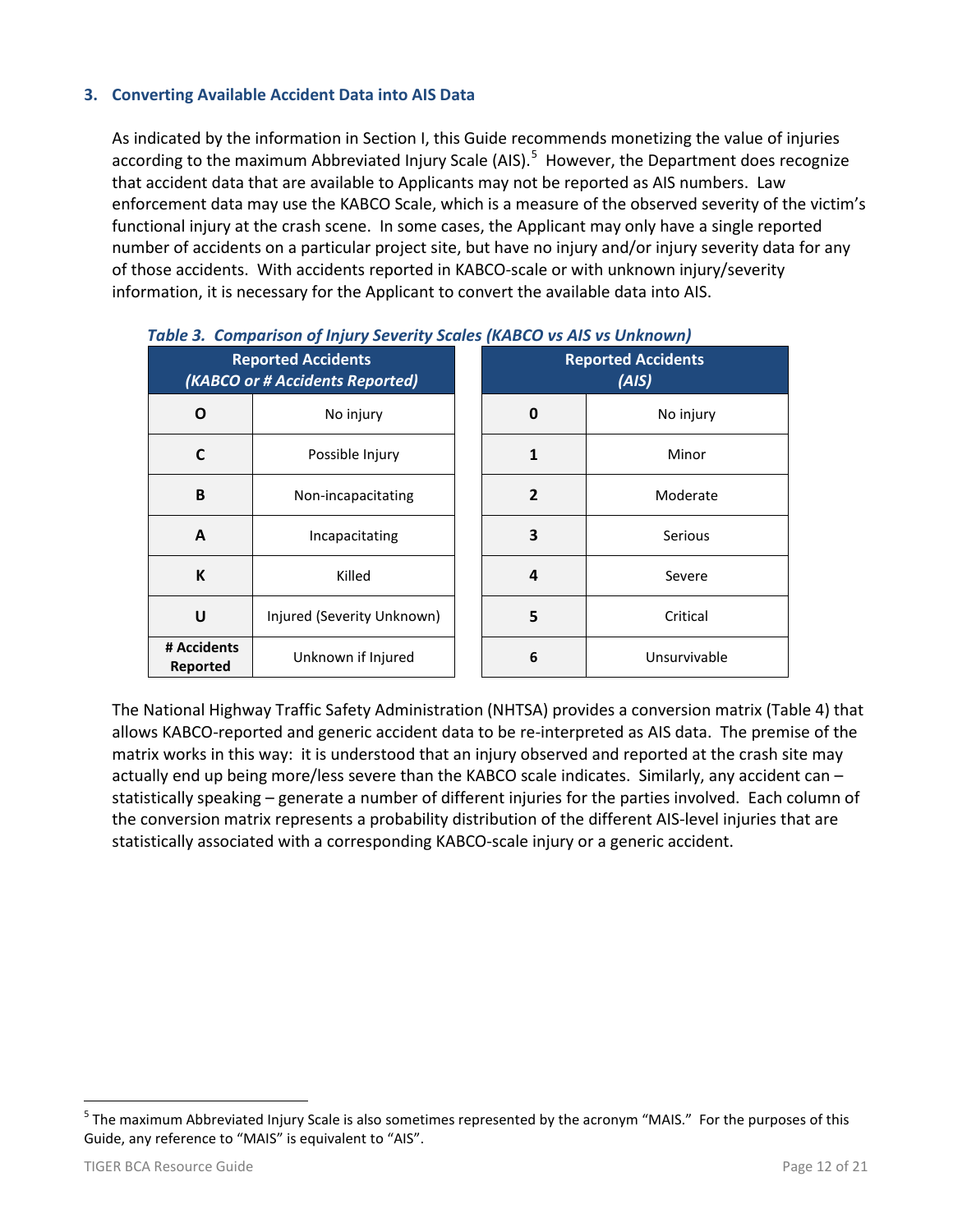### 3. Converting Available Accident Data into AIS Data

As indicated by the information in Section I, this Guide recommends monetizing the value of injuries according to the maximum Abbreviated Injury Scale (AIS).[5] However, the Department does recognize that accident data that are available to Applicants may not be reported as AIS numbers. Law enforcement data may use the KABCO Scale, which is a measure of the observed severity of the victim's functional injury at the crash scene. In some cases, the Applicant may only have a single reported number of accidents on a particular project site, but have no injury and/or injury severity data for any of those accidents. With accidents reported in KABCO-scale or with unknown injury/severity information, it is necessary for the Applicant to convert the available data into AIS.

*Table 3. Comparison of Injury Severity Scales (KABCO vs AIS vs Unknown)*

| Reported Accidents *(KABCO or # Accidents Reported)* | | Reported Accidents *(AIS)* | |
|---|---|---|---|
| **O** | No injury | **0** | No injury |
| **C** | Possible Injury | **1** | Minor |
| **B** | Non-incapacitating | **2** | Moderate |
| **A** | Incapacitating | **3** | Serious |
| **K** | Killed | **4** | Severe |
| **U** | Injured (Severity Unknown) | **5** | Critical |
| **# Accidents Reported** | Unknown if Injured | **6** | Unsurvivable |

The National Highway Traffic Safety Administration (NHTSA) provides a conversion matrix (Table 4) that allows KABCO-reported and generic accident data to be re-interpreted as AIS data. The premise of the matrix works in this way: it is understood that an injury observed and reported at the crash site may actually end up being more/less severe than the KABCO scale indicates. Similarly, any accident can – statistically speaking – generate a number of different injuries for the parties involved. Each column of the conversion matrix represents a probability distribution of the different AIS-level injuries that are statistically associated with a corresponding KABCO-scale injury or a generic accident.

---

[5] The maximum Abbreviated Injury Scale is also sometimes represented by the acronym "MAIS." For the purposes of this Guide, any reference to "MAIS" is equivalent to "AIS".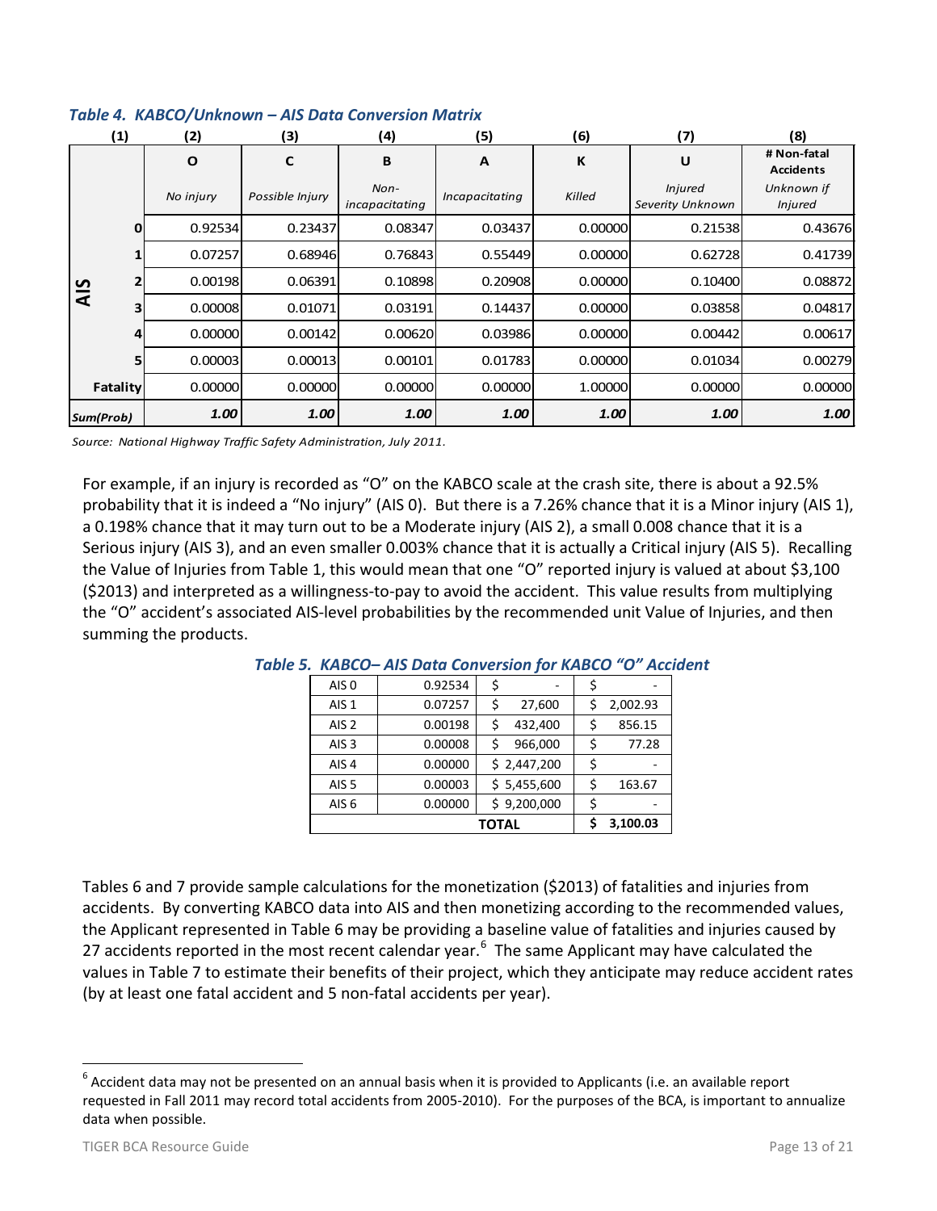*Table 4. KABCO/Unknown – AIS Data Conversion Matrix*

| (1) | (2) | (3) | (4) | (5) | (6) | (7) | (8) |
|---|---|---|---|---|---|---|---|
| | **O** | **C** | **B** | **A** | **K** | **U** | **# Non-fatal Accidents** |
| | *No injury* | *Possible Injury* | *Non-incapacitating* | *Incapacitating* | *Killed* | *Injured Severity Unknown* | *Unknown if Injured* |
| **AIS** 0 | 0.92534 | 0.23437 | 0.08347 | 0.03437 | 0.00000 | 0.21538 | 0.43676 |
| **AIS** 1 | 0.07257 | 0.68946 | 0.76843 | 0.55449 | 0.00000 | 0.62728 | 0.41739 |
| **AIS** 2 | 0.00198 | 0.06391 | 0.10898 | 0.20908 | 0.00000 | 0.10400 | 0.08872 |
| **AIS** 3 | 0.00008 | 0.01071 | 0.03191 | 0.14437 | 0.00000 | 0.03858 | 0.04817 |
| **AIS** 4 | 0.00000 | 0.00142 | 0.00620 | 0.03986 | 0.00000 | 0.00442 | 0.00617 |
| **AIS** 5 | 0.00003 | 0.00013 | 0.00101 | 0.01783 | 0.00000 | 0.01034 | 0.00279 |
| **Fatality** | 0.00000 | 0.00000 | 0.00000 | 0.00000 | 1.00000 | 0.00000 | 0.00000 |
| ***Sum(Prob)*** | ***1.00*** | ***1.00*** | ***1.00*** | ***1.00*** | ***1.00*** | ***1.00*** | ***1.00*** |

*Source: National Highway Traffic Safety Administration, July 2011.*

For example, if an injury is recorded as "O" on the KABCO scale at the crash site, there is about a 92.5% probability that it is indeed a "No injury" (AIS 0). But there is a 7.26% chance that it is a Minor injury (AIS 1), a 0.198% chance that it may turn out to be a Moderate injury (AIS 2), a small 0.008 chance that it is a Serious injury (AIS 3), and an even smaller 0.003% chance that it is actually a Critical injury (AIS 5). Recalling the Value of Injuries from Table 1, this would mean that one "O" reported injury is valued at about $3,100 ($2013) and interpreted as a willingness-to-pay to avoid the accident. This value results from multiplying the "O" accident's associated AIS-level probabilities by the recommended unit Value of Injuries, and then summing the products.

*Table 5. KABCO– AIS Data Conversion for KABCO "O" Accident*

| | | | |
|---|---|---|---|
| AIS 0 | 0.92534 | $ - | $ - |
| AIS 1 | 0.07257 | $ 27,600 | $ 2,002.93 |
| AIS 2 | 0.00198 | $ 432,400 | $ 856.15 |
| AIS 3 | 0.00008 | $ 966,000 | $ 77.28 |
| AIS 4 | 0.00000 | $ 2,447,200 | $ - |
| AIS 5 | 0.00003 | $ 5,455,600 | $ 163.67 |
| AIS 6 | 0.00000 | $ 9,200,000 | $ - |
| | | **TOTAL** | **$ 3,100.03** |

Tables 6 and 7 provide sample calculations for the monetization ($2013) of fatalities and injuries from accidents. By converting KABCO data into AIS and then monetizing according to the recommended values, the Applicant represented in Table 6 may be providing a baseline value of fatalities and injuries caused by 27 accidents reported in the most recent calendar year.[6] The same Applicant may have calculated the values in Table 7 to estimate their benefits of their project, which they anticipate may reduce accident rates (by at least one fatal accident and 5 non-fatal accidents per year).

[6] Accident data may not be presented on an annual basis when it is provided to Applicants (i.e. an available report requested in Fall 2011 may record total accidents from 2005-2010). For the purposes of the BCA, is important to annualize data when possible.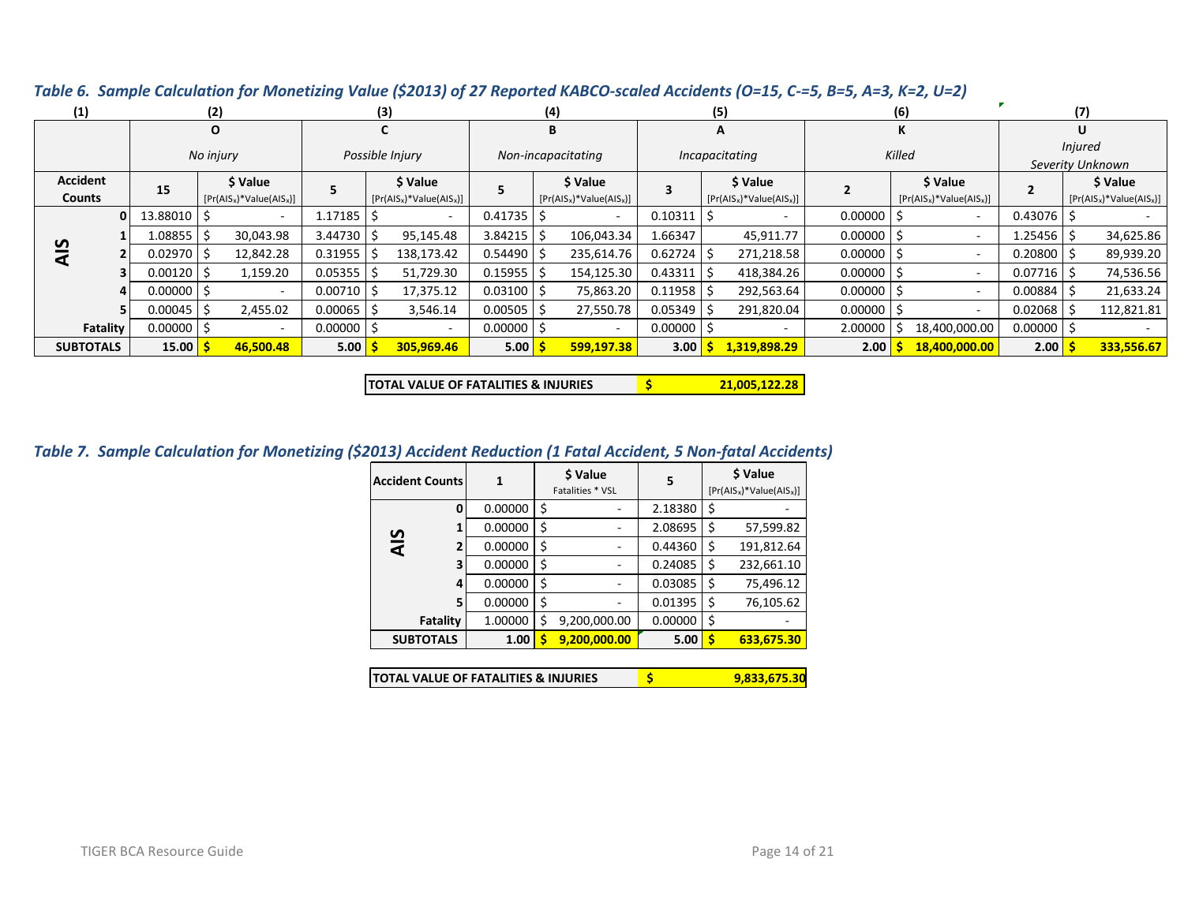### *Table 6. Sample Calculation for Monetizing Value ($2013) of 27 Reported KABCO-scaled Accidents (O=15, C-=5, B=5, A=3, K=2, U=2)*

| (1) | | (2) | | (3) | | (4) | | (5) | | (6) | | (7) | |
|---|---|---|---|---|---|---|---|---|---|---|---|---|---|
| | | O<br>*No injury* | | C<br>*Possible Injury* | | B<br>*Non-incapacitating* | | A<br>*Incapacitating* | | K<br>*Killed* | | U<br>*Injured Severity Unknown* | |
| **Accident Counts** | | **15** | **$ Value** [Pr(AIS$_x$)*Value(AIS$_x$)] | **5** | **$ Value** [Pr(AIS$_x$)*Value(AIS$_x$)] | **5** | **$ Value** [Pr(AIS$_x$)*Value(AIS$_x$)] | **3** | **$ Value** [Pr(AIS$_x$)*Value(AIS$_x$)] | **2** | **$ Value** [Pr(AIS$_x$)*Value(AIS$_x$)] | **2** | **$ Value** [Pr(AIS$_x$)*Value(AIS$_x$)] |
| **AIS** | **0** | 13.88010 | $ - | 1.17185 | $ - | 0.41735 | $ - | 0.10311 | $ - | 0.00000 | $ - | 0.43076 | $ - |
| | **1** | 1.08855 | $ 30,043.98 | 3.44730 | $ 95,145.48 | 3.84215 | $ 106,043.34 | 1.66347 | 45,911.77 | 0.00000 | $ - | 1.25456 | $ 34,625.86 |
| | **2** | 0.02970 | $ 12,842.28 | 0.31955 | $ 138,173.42 | 0.54490 | $ 235,614.76 | 0.62724 | $ 271,218.58 | 0.00000 | $ - | 0.20800 | $ 89,939.20 |
| | **3** | 0.00120 | $ 1,159.20 | 0.05355 | $ 51,729.30 | 0.15955 | $ 154,125.30 | 0.43311 | $ 418,384.26 | 0.00000 | $ - | 0.07716 | $ 74,536.56 |
| | **4** | 0.00000 | $ - | 0.00710 | $ 17,375.12 | 0.03100 | $ 75,863.20 | 0.11958 | $ 292,563.64 | 0.00000 | $ - | 0.00884 | $ 21,633.24 |
| | **5** | 0.00045 | $ 2,455.02 | 0.00065 | $ 3,546.14 | 0.00505 | $ 27,550.78 | 0.05349 | $ 291,820.04 | 0.00000 | $ - | 0.02068 | $ 112,821.81 |
| | **Fatality** | 0.00000 | $ - | 0.00000 | $ - | 0.00000 | $ - | 0.00000 | $ - | 2.00000 | $ 18,400,000.00 | 0.00000 | $ - |
| **SUBTOTALS** | | **15.00** | **$ 46,500.48** | **5.00** | **$ 305,969.46** | **5.00** | **$ 599,197.38** | **3.00** | **$ 1,319,898.29** | **2.00** | **$ 18,400,000.00** | **2.00** | **$ 333,556.67** |

| **TOTAL VALUE OF FATALITIES & INJURIES** | **$ 21,005,122.28** |
|---|---|

### *Table 7. Sample Calculation for Monetizing ($2013) Accident Reduction (1 Fatal Accident, 5 Non-fatal Accidents)*

| **Accident Counts** | | **1** | **$ Value** Fatalities * VSL | **5** | **$ Value** [Pr(AIS$_x$)*Value(AIS$_x$)] |
|---|---|---|---|---|---|
| **AIS** | **0** | 0.00000 | $ - | 2.18380 | $ - |
| | **1** | 0.00000 | $ - | 2.08695 | $ 57,599.82 |
| | **2** | 0.00000 | $ - | 0.44360 | $ 191,812.64 |
| | **3** | 0.00000 | $ - | 0.24085 | $ 232,661.10 |
| | **4** | 0.00000 | $ - | 0.03085 | $ 75,496.12 |
| | **5** | 0.00000 | $ - | 0.01395 | $ 76,105.62 |
| | **Fatality** | 1.00000 | $ 9,200,000.00 | 0.00000 | $ - |
| **SUBTOTALS** | | **1.00** | **$ 9,200,000.00** | **5.00** | **$ 633,675.30** |

| **TOTAL VALUE OF FATALITIES & INJURIES** | **$ 9,833,675.30** |
|---|---|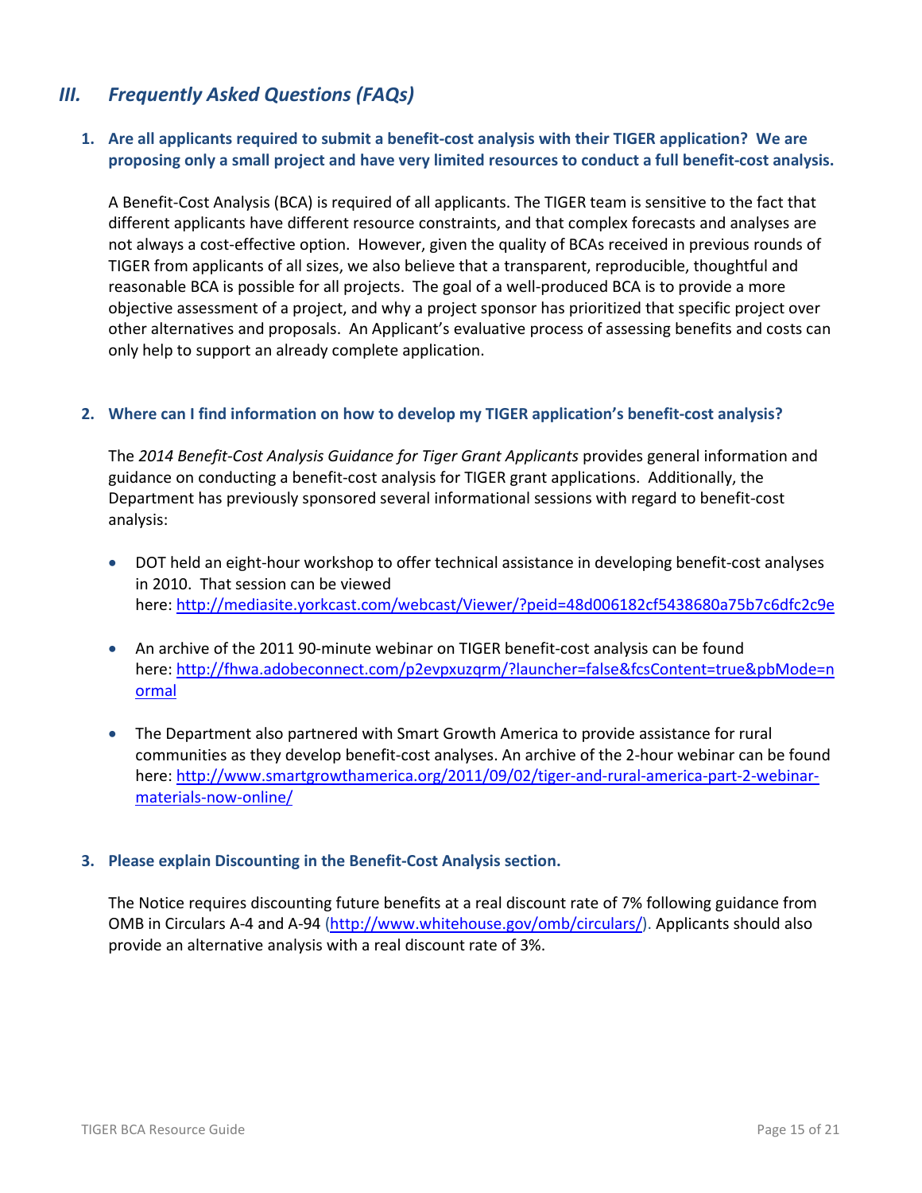## III. *Frequently Asked Questions (FAQs)*

### 1. Are all applicants required to submit a benefit-cost analysis with their TIGER application? We are proposing only a small project and have very limited resources to conduct a full benefit-cost analysis.

A Benefit-Cost Analysis (BCA) is required of all applicants. The TIGER team is sensitive to the fact that different applicants have different resource constraints, and that complex forecasts and analyses are not always a cost-effective option. However, given the quality of BCAs received in previous rounds of TIGER from applicants of all sizes, we also believe that a transparent, reproducible, thoughtful and reasonable BCA is possible for all projects. The goal of a well-produced BCA is to provide a more objective assessment of a project, and why a project sponsor has prioritized that specific project over other alternatives and proposals. An Applicant's evaluative process of assessing benefits and costs can only help to support an already complete application.

### 2. Where can I find information on how to develop my TIGER application's benefit-cost analysis?

The *2014 Benefit-Cost Analysis Guidance for Tiger Grant Applicants* provides general information and guidance on conducting a benefit-cost analysis for TIGER grant applications. Additionally, the Department has previously sponsored several informational sessions with regard to benefit-cost analysis:

- DOT held an eight-hour workshop to offer technical assistance in developing benefit-cost analyses in 2010. That session can be viewed here: http://mediasite.yorkcast.com/webcast/Viewer/?peid=48d006182cf5438680a75b7c6dfc2c9e
- An archive of the 2011 90-minute webinar on TIGER benefit-cost analysis can be found here: http://fhwa.adobeconnect.com/p2evpxuzqrm/?launcher=false&fcsContent=true&pbMode=normal
- The Department also partnered with Smart Growth America to provide assistance for rural communities as they develop benefit-cost analyses. An archive of the 2-hour webinar can be found here: http://www.smartgrowthamerica.org/2011/09/02/tiger-and-rural-america-part-2-webinar-materials-now-online/

### 3. Please explain Discounting in the Benefit-Cost Analysis section.

The Notice requires discounting future benefits at a real discount rate of 7% following guidance from OMB in Circulars A-4 and A-94 (http://www.whitehouse.gov/omb/circulars/). Applicants should also provide an alternative analysis with a real discount rate of 3%.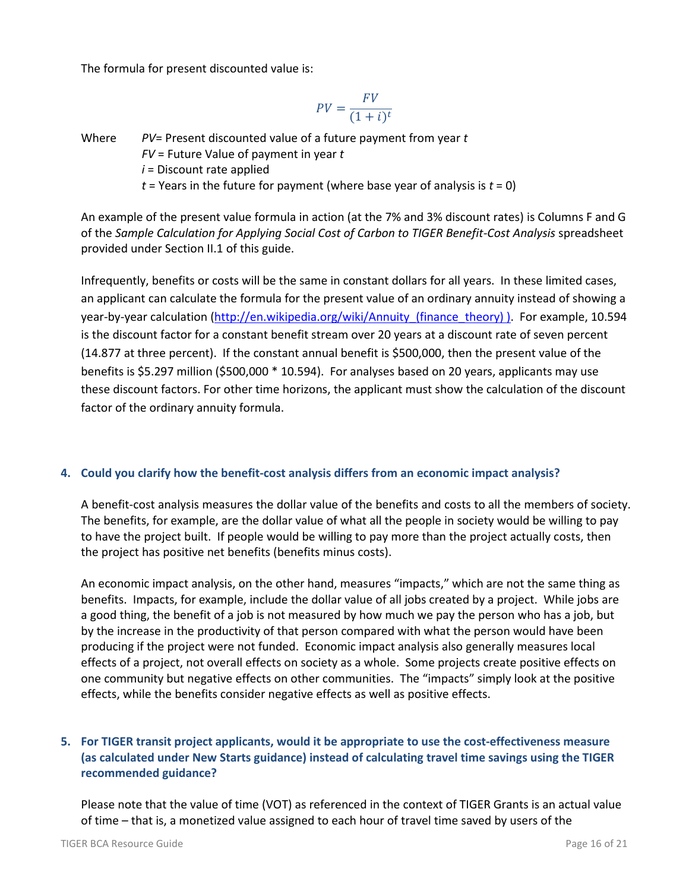The formula for present discounted value is:

$$PV = \frac{FV}{(1+i)^t}$$

Where $PV$= Present discounted value of a future payment from year $t$
$FV$ = Future Value of payment in year $t$
$i$ = Discount rate applied
$t$ = Years in the future for payment (where base year of analysis is $t = 0$)

An example of the present value formula in action (at the 7% and 3% discount rates) is Columns F and G of the *Sample Calculation for Applying Social Cost of Carbon to TIGER Benefit-Cost Analysis* spreadsheet provided under Section II.1 of this guide.

Infrequently, benefits or costs will be the same in constant dollars for all years. In these limited cases, an applicant can calculate the formula for the present value of an ordinary annuity instead of showing a year-by-year calculation (http://en.wikipedia.org/wiki/Annuity_(finance_theory) ). For example, 10.594 is the discount factor for a constant benefit stream over 20 years at a discount rate of seven percent (14.877 at three percent). If the constant annual benefit is $500,000, then the present value of the benefits is $5.297 million ($500,000 * 10.594). For analyses based on 20 years, applicants may use these discount factors. For other time horizons, the applicant must show the calculation of the discount factor of the ordinary annuity formula.

### 4. Could you clarify how the benefit-cost analysis differs from an economic impact analysis?

A benefit-cost analysis measures the dollar value of the benefits and costs to all the members of society. The benefits, for example, are the dollar value of what all the people in society would be willing to pay to have the project built. If people would be willing to pay more than the project actually costs, then the project has positive net benefits (benefits minus costs).

An economic impact analysis, on the other hand, measures "impacts," which are not the same thing as benefits. Impacts, for example, include the dollar value of all jobs created by a project. While jobs are a good thing, the benefit of a job is not measured by how much we pay the person who has a job, but by the increase in the productivity of that person compared with what the person would have been producing if the project were not funded. Economic impact analysis also generally measures local effects of a project, not overall effects on society as a whole. Some projects create positive effects on one community but negative effects on other communities. The "impacts" simply look at the positive effects, while the benefits consider negative effects as well as positive effects.

### 5. For TIGER transit project applicants, would it be appropriate to use the cost-effectiveness measure (as calculated under New Starts guidance) instead of calculating travel time savings using the TIGER recommended guidance?

Please note that the value of time (VOT) as referenced in the context of TIGER Grants is an actual value of time – that is, a monetized value assigned to each hour of travel time saved by users of the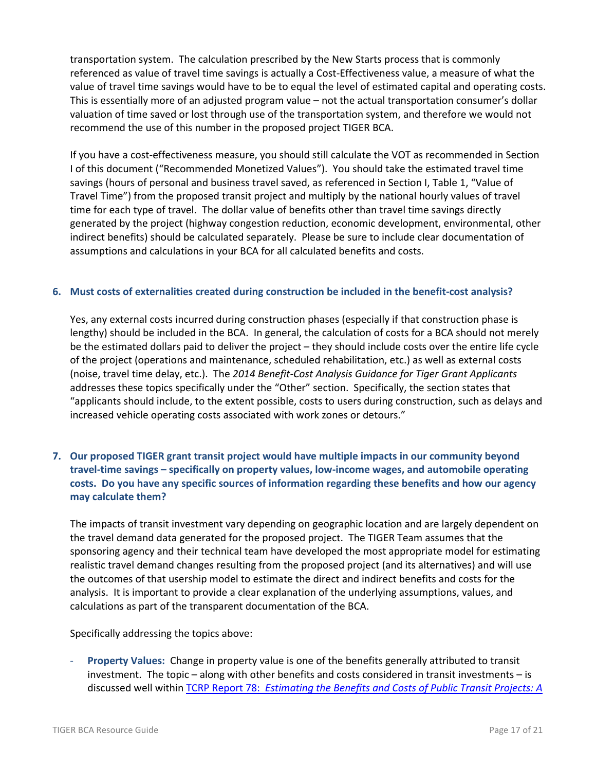transportation system. The calculation prescribed by the New Starts process that is commonly referenced as value of travel time savings is actually a Cost-Effectiveness value, a measure of what the value of travel time savings would have to be to equal the level of estimated capital and operating costs. This is essentially more of an adjusted program value – not the actual transportation consumer's dollar valuation of time saved or lost through use of the transportation system, and therefore we would not recommend the use of this number in the proposed project TIGER BCA.

If you have a cost-effectiveness measure, you should still calculate the VOT as recommended in Section I of this document ("Recommended Monetized Values"). You should take the estimated travel time savings (hours of personal and business travel saved, as referenced in Section I, Table 1, "Value of Travel Time") from the proposed transit project and multiply by the national hourly values of travel time for each type of travel. The dollar value of benefits other than travel time savings directly generated by the project (highway congestion reduction, economic development, environmental, other indirect benefits) should be calculated separately. Please be sure to include clear documentation of assumptions and calculations in your BCA for all calculated benefits and costs.

**6. Must costs of externalities created during construction be included in the benefit-cost analysis?**

Yes, any external costs incurred during construction phases (especially if that construction phase is lengthy) should be included in the BCA. In general, the calculation of costs for a BCA should not merely be the estimated dollars paid to deliver the project – they should include costs over the entire life cycle of the project (operations and maintenance, scheduled rehabilitation, etc.) as well as external costs (noise, travel time delay, etc.). The *2014 Benefit-Cost Analysis Guidance for Tiger Grant Applicants* addresses these topics specifically under the "Other" section. Specifically, the section states that "applicants should include, to the extent possible, costs to users during construction, such as delays and increased vehicle operating costs associated with work zones or detours."

**7. Our proposed TIGER grant transit project would have multiple impacts in our community beyond travel-time savings – specifically on property values, low-income wages, and automobile operating costs. Do you have any specific sources of information regarding these benefits and how our agency may calculate them?**

The impacts of transit investment vary depending on geographic location and are largely dependent on the travel demand data generated for the proposed project. The TIGER Team assumes that the sponsoring agency and their technical team have developed the most appropriate model for estimating realistic travel demand changes resulting from the proposed project (and its alternatives) and will use the outcomes of that usership model to estimate the direct and indirect benefits and costs for the analysis. It is important to provide a clear explanation of the underlying assumptions, values, and calculations as part of the transparent documentation of the BCA.

Specifically addressing the topics above:

- **Property Values:** Change in property value is one of the benefits generally attributed to transit investment. The topic – along with other benefits and costs considered in transit investments – is discussed well within TCRP Report 78: *Estimating the Benefits and Costs of Public Transit Projects: A*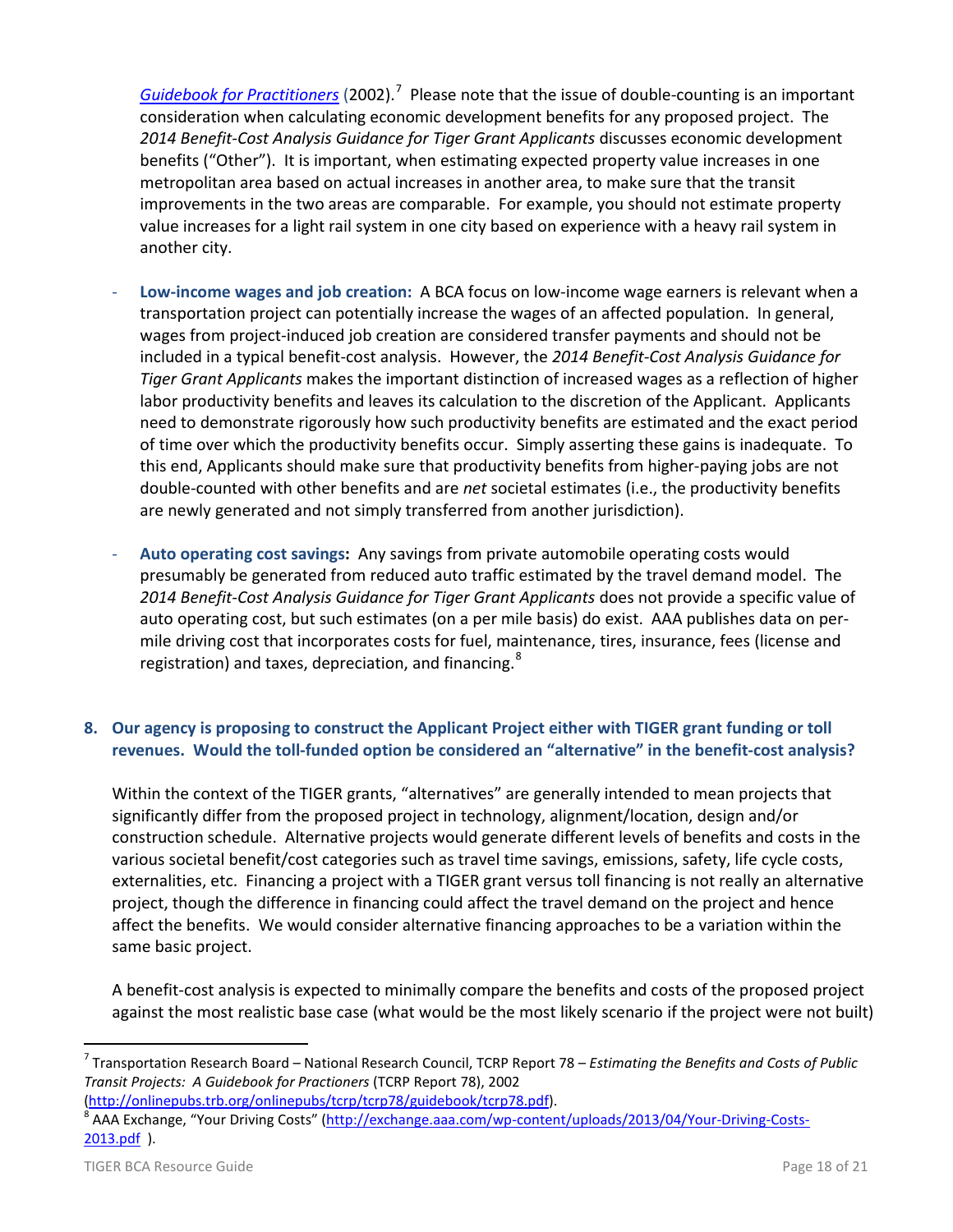*Guidebook for Practitioners* (2002).[7] Please note that the issue of double-counting is an important consideration when calculating economic development benefits for any proposed project. The *2014 Benefit-Cost Analysis Guidance for Tiger Grant Applicants* discusses economic development benefits ("Other"). It is important, when estimating expected property value increases in one metropolitan area based on actual increases in another area, to make sure that the transit improvements in the two areas are comparable. For example, you should not estimate property value increases for a light rail system in one city based on experience with a heavy rail system in another city.

- **Low-income wages and job creation:** A BCA focus on low-income wage earners is relevant when a transportation project can potentially increase the wages of an affected population. In general, wages from project-induced job creation are considered transfer payments and should not be included in a typical benefit-cost analysis. However, the *2014 Benefit-Cost Analysis Guidance for Tiger Grant Applicants* makes the important distinction of increased wages as a reflection of higher labor productivity benefits and leaves its calculation to the discretion of the Applicant. Applicants need to demonstrate rigorously how such productivity benefits are estimated and the exact period of time over which the productivity benefits occur. Simply asserting these gains is inadequate. To this end, Applicants should make sure that productivity benefits from higher-paying jobs are not double-counted with other benefits and are *net* societal estimates (i.e., the productivity benefits are newly generated and not simply transferred from another jurisdiction).

- **Auto operating cost savings:** Any savings from private automobile operating costs would presumably be generated from reduced auto traffic estimated by the travel demand model. The *2014 Benefit-Cost Analysis Guidance for Tiger Grant Applicants* does not provide a specific value of auto operating cost, but such estimates (on a per mile basis) do exist. AAA publishes data on per-mile driving cost that incorporates costs for fuel, maintenance, tires, insurance, fees (license and registration) and taxes, depreciation, and financing.[8]

**8. Our agency is proposing to construct the Applicant Project either with TIGER grant funding or toll revenues. Would the toll-funded option be considered an "alternative" in the benefit-cost analysis?**

Within the context of the TIGER grants, "alternatives" are generally intended to mean projects that significantly differ from the proposed project in technology, alignment/location, design and/or construction schedule. Alternative projects would generate different levels of benefits and costs in the various societal benefit/cost categories such as travel time savings, emissions, safety, life cycle costs, externalities, etc. Financing a project with a TIGER grant versus toll financing is not really an alternative project, though the difference in financing could affect the travel demand on the project and hence affect the benefits. We would consider alternative financing approaches to be a variation within the same basic project.

A benefit-cost analysis is expected to minimally compare the benefits and costs of the proposed project against the most realistic base case (what would be the most likely scenario if the project were not built)

---

[7] Transportation Research Board – National Research Council, TCRP Report 78 – *Estimating the Benefits and Costs of Public Transit Projects: A Guidebook for Practioners* (TCRP Report 78), 2002 (http://onlinepubs.trb.org/onlinepubs/tcrp/tcrp78/guidebook/tcrp78.pdf).

[8] AAA Exchange, "Your Driving Costs" (http://exchange.aaa.com/wp-content/uploads/2013/04/Your-Driving-Costs-2013.pdf ).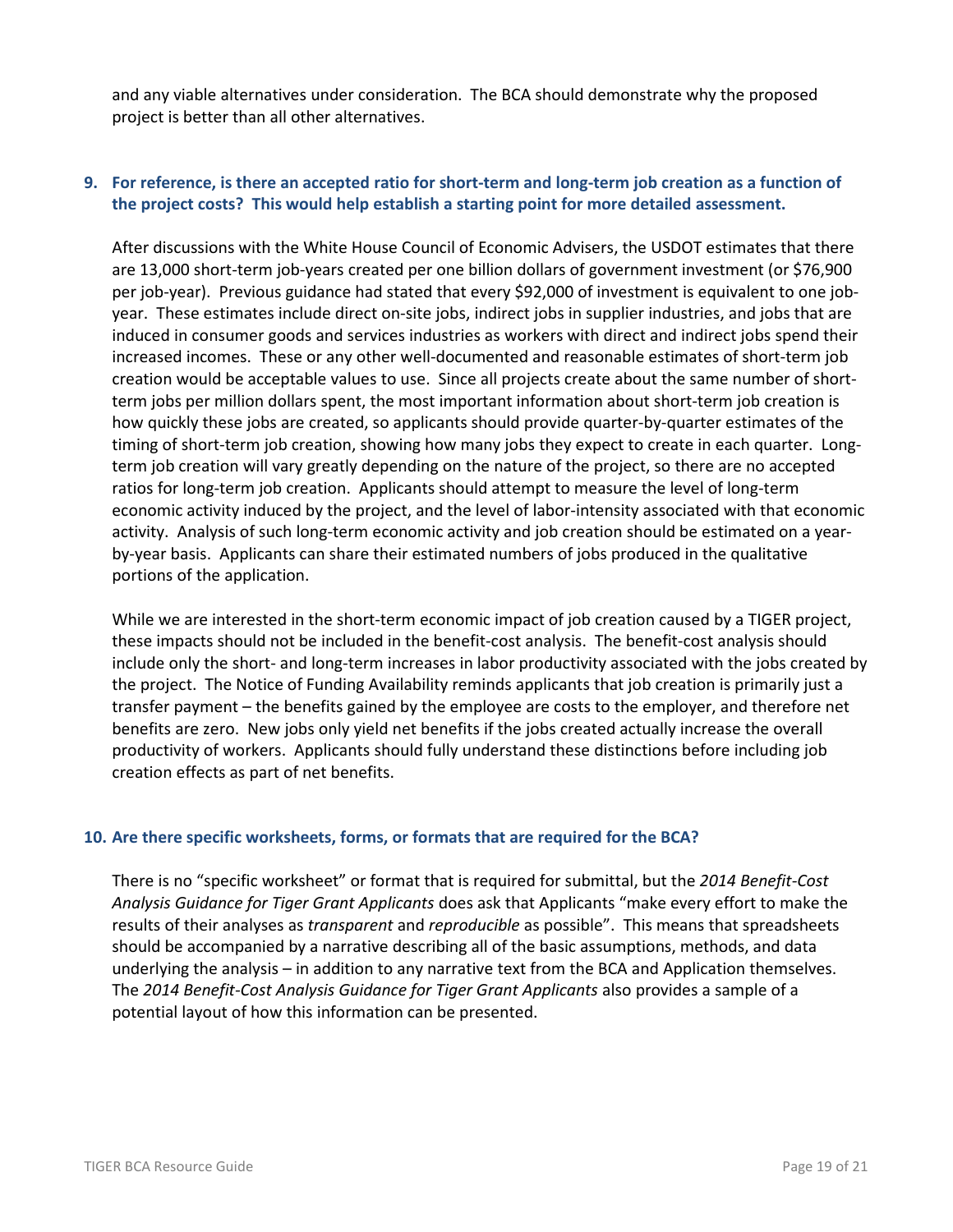and any viable alternatives under consideration. The BCA should demonstrate why the proposed project is better than all other alternatives.

**9. For reference, is there an accepted ratio for short-term and long-term job creation as a function of the project costs? This would help establish a starting point for more detailed assessment.**

After discussions with the White House Council of Economic Advisers, the USDOT estimates that there are 13,000 short-term job-years created per one billion dollars of government investment (or $76,900 per job-year). Previous guidance had stated that every $92,000 of investment is equivalent to one job-year. These estimates include direct on-site jobs, indirect jobs in supplier industries, and jobs that are induced in consumer goods and services industries as workers with direct and indirect jobs spend their increased incomes. These or any other well-documented and reasonable estimates of short-term job creation would be acceptable values to use. Since all projects create about the same number of short-term jobs per million dollars spent, the most important information about short-term job creation is how quickly these jobs are created, so applicants should provide quarter-by-quarter estimates of the timing of short-term job creation, showing how many jobs they expect to create in each quarter. Long-term job creation will vary greatly depending on the nature of the project, so there are no accepted ratios for long-term job creation. Applicants should attempt to measure the level of long-term economic activity induced by the project, and the level of labor-intensity associated with that economic activity. Analysis of such long-term economic activity and job creation should be estimated on a year-by-year basis. Applicants can share their estimated numbers of jobs produced in the qualitative portions of the application.

While we are interested in the short-term economic impact of job creation caused by a TIGER project, these impacts should not be included in the benefit-cost analysis. The benefit-cost analysis should include only the short- and long-term increases in labor productivity associated with the jobs created by the project. The Notice of Funding Availability reminds applicants that job creation is primarily just a transfer payment – the benefits gained by the employee are costs to the employer, and therefore net benefits are zero. New jobs only yield net benefits if the jobs created actually increase the overall productivity of workers. Applicants should fully understand these distinctions before including job creation effects as part of net benefits.

**10. Are there specific worksheets, forms, or formats that are required for the BCA?**

There is no "specific worksheet" or format that is required for submittal, but the *2014 Benefit-Cost Analysis Guidance for Tiger Grant Applicants* does ask that Applicants "make every effort to make the results of their analyses as *transparent* and *reproducible* as possible". This means that spreadsheets should be accompanied by a narrative describing all of the basic assumptions, methods, and data underlying the analysis – in addition to any narrative text from the BCA and Application themselves. The *2014 Benefit-Cost Analysis Guidance for Tiger Grant Applicants* also provides a sample of a potential layout of how this information can be presented.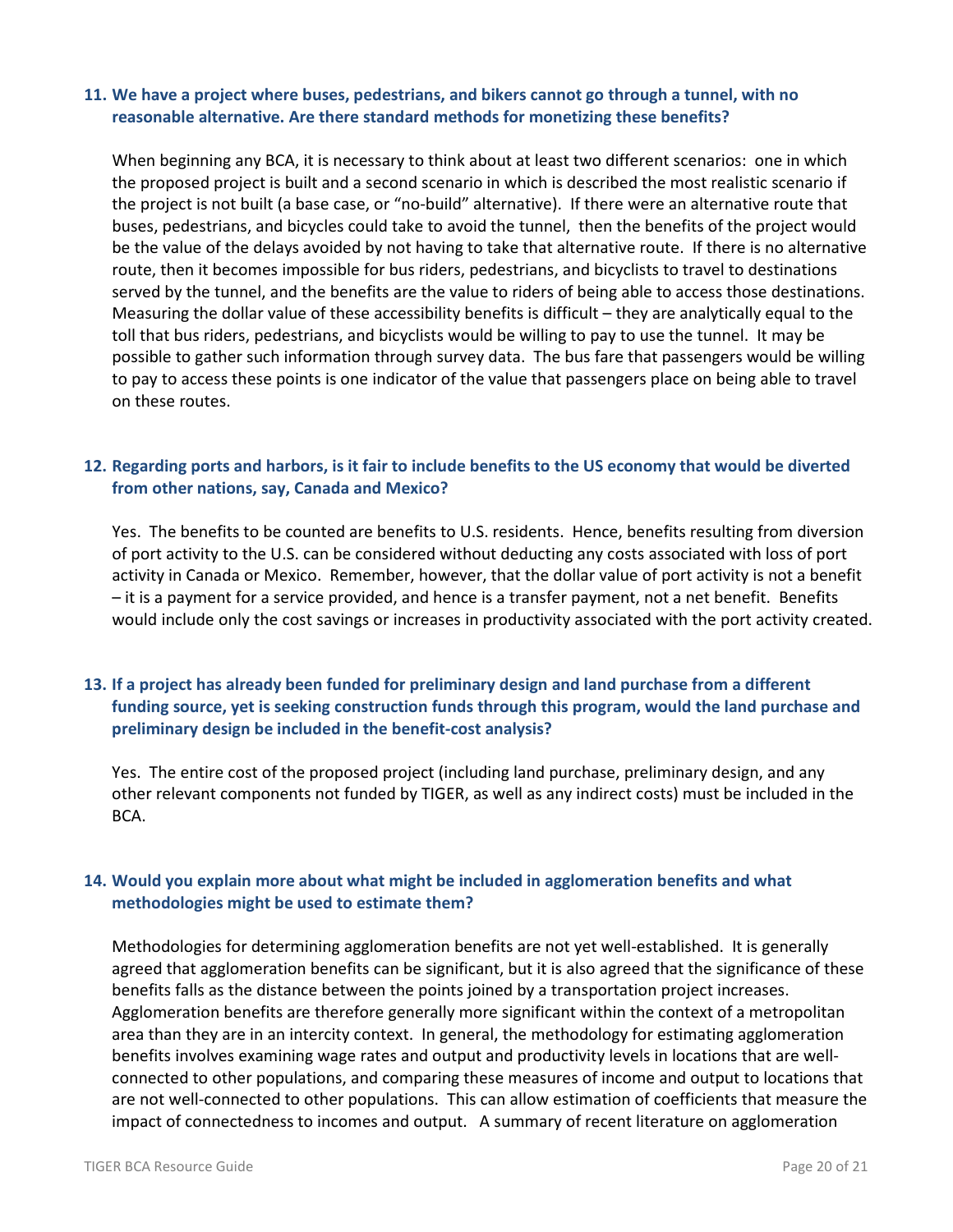### 11. We have a project where buses, pedestrians, and bikers cannot go through a tunnel, with no reasonable alternative. Are there standard methods for monetizing these benefits?

When beginning any BCA, it is necessary to think about at least two different scenarios: one in which the proposed project is built and a second scenario in which is described the most realistic scenario if the project is not built (a base case, or "no-build" alternative). If there were an alternative route that buses, pedestrians, and bicycles could take to avoid the tunnel, then the benefits of the project would be the value of the delays avoided by not having to take that alternative route. If there is no alternative route, then it becomes impossible for bus riders, pedestrians, and bicyclists to travel to destinations served by the tunnel, and the benefits are the value to riders of being able to access those destinations. Measuring the dollar value of these accessibility benefits is difficult – they are analytically equal to the toll that bus riders, pedestrians, and bicyclists would be willing to pay to use the tunnel. It may be possible to gather such information through survey data. The bus fare that passengers would be willing to pay to access these points is one indicator of the value that passengers place on being able to travel on these routes.

### 12. Regarding ports and harbors, is it fair to include benefits to the US economy that would be diverted from other nations, say, Canada and Mexico?

Yes. The benefits to be counted are benefits to U.S. residents. Hence, benefits resulting from diversion of port activity to the U.S. can be considered without deducting any costs associated with loss of port activity in Canada or Mexico. Remember, however, that the dollar value of port activity is not a benefit – it is a payment for a service provided, and hence is a transfer payment, not a net benefit. Benefits would include only the cost savings or increases in productivity associated with the port activity created.

### 13. If a project has already been funded for preliminary design and land purchase from a different funding source, yet is seeking construction funds through this program, would the land purchase and preliminary design be included in the benefit-cost analysis?

Yes. The entire cost of the proposed project (including land purchase, preliminary design, and any other relevant components not funded by TIGER, as well as any indirect costs) must be included in the BCA.

### 14. Would you explain more about what might be included in agglomeration benefits and what methodologies might be used to estimate them?

Methodologies for determining agglomeration benefits are not yet well-established. It is generally agreed that agglomeration benefits can be significant, but it is also agreed that the significance of these benefits falls as the distance between the points joined by a transportation project increases. Agglomeration benefits are therefore generally more significant within the context of a metropolitan area than they are in an intercity context. In general, the methodology for estimating agglomeration benefits involves examining wage rates and output and productivity levels in locations that are well-connected to other populations, and comparing these measures of income and output to locations that are not well-connected to other populations. This can allow estimation of coefficients that measure the impact of connectedness to incomes and output. A summary of recent literature on agglomeration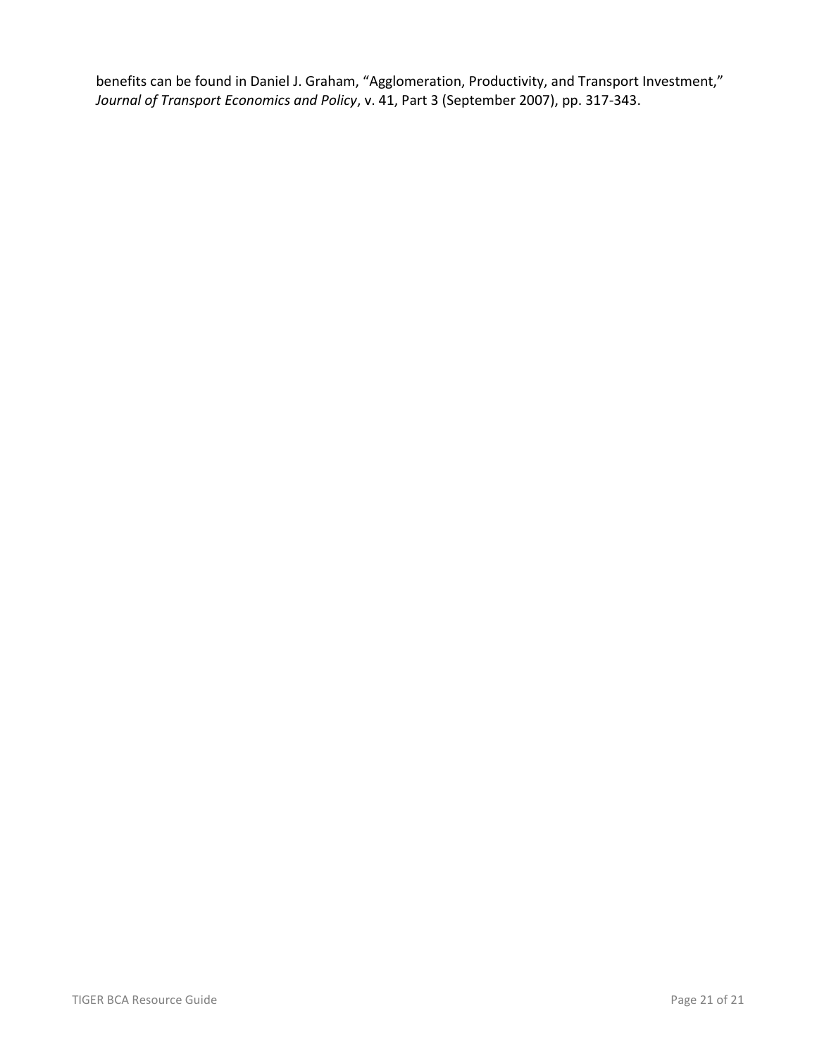benefits can be found in Daniel J. Graham, “Agglomeration, Productivity, and Transport Investment,” *Journal of Transport Economics and Policy*, v. 41, Part 3 (September 2007), pp. 317-343.